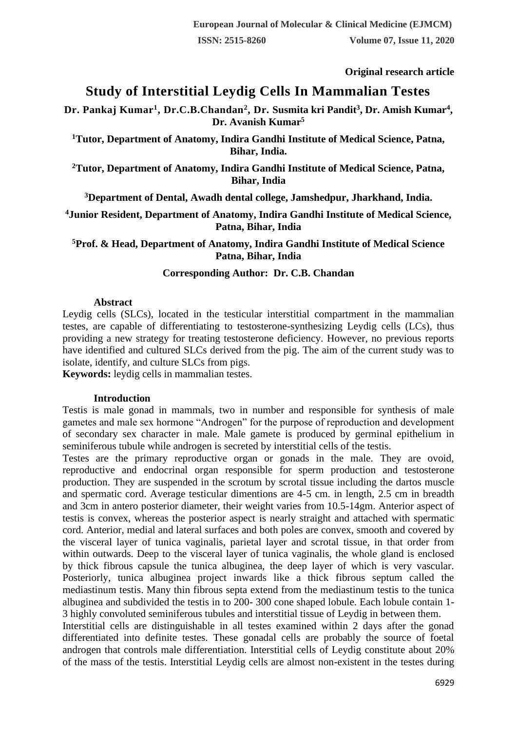Original research article

# Study of Interstitial Leydig Cells In Mammalian Testes

**Dr. Pankaj Kumar[1], Dr.C.B.Chandan[2], Dr. Susmita kri Pandit[3], Dr. Amish Kumar[4], Dr. Avanish Kumar[5]**

**[1]Tutor, Department of Anatomy, Indira Gandhi Institute of Medical Science, Patna, Bihar, India.**

**[2]Tutor, Department of Anatomy, Indira Gandhi Institute of Medical Science, Patna, Bihar, India**

**[3]Department of Dental, Awadh dental college, Jamshedpur, Jharkhand, India.**

**[4]Junior Resident, Department of Anatomy, Indira Gandhi Institute of Medical Science, Patna, Bihar, India**

**[5]Prof. & Head, Department of Anatomy, Indira Gandhi Institute of Medical Science Patna, Bihar, India**

**Corresponding Author: Dr. C.B. Chandan**

## Abstract

Leydig cells (SLCs), located in the testicular interstitial compartment in the mammalian testes, are capable of differentiating to testosterone-synthesizing Leydig cells (LCs), thus providing a new strategy for treating testosterone deficiency. However, no previous reports have identified and cultured SLCs derived from the pig. The aim of the current study was to isolate, identify, and culture SLCs from pigs.

**Keywords:** leydig cells in mammalian testes.

## Introduction

Testis is male gonad in mammals, two in number and responsible for synthesis of male gametes and male sex hormone "Androgen" for the purpose of reproduction and development of secondary sex character in male. Male gamete is produced by germinal epithelium in seminiferous tubule while androgen is secreted by interstitial cells of the testis.

Testes are the primary reproductive organ or gonads in the male. They are ovoid, reproductive and endocrinal organ responsible for sperm production and testosterone production. They are suspended in the scrotum by scrotal tissue including the dartos muscle and spermatic cord. Average testicular dimentions are 4-5 cm. in length, 2.5 cm in breadth and 3cm in antero posterior diameter, their weight varies from 10.5-14gm. Anterior aspect of testis is convex, whereas the posterior aspect is nearly straight and attached with spermatic cord. Anterior, medial and lateral surfaces and both poles are convex, smooth and covered by the visceral layer of tunica vaginalis, parietal layer and scrotal tissue, in that order from within outwards. Deep to the visceral layer of tunica vaginalis, the whole gland is enclosed by thick fibrous capsule the tunica albuginea, the deep layer of which is very vascular. Posteriorly, tunica albuginea project inwards like a thick fibrous septum called the mediastinum testis. Many thin fibrous septa extend from the mediastinum testis to the tunica albuginea and subdivided the testis in to 200- 300 cone shaped lobule. Each lobule contain 1-3 highly convoluted seminiferous tubules and interstitial tissue of Leydig in between them.

Interstitial cells are distinguishable in all testes examined within 2 days after the gonad differentiated into definite testes. These gonadal cells are probably the source of foetal androgen that controls male differentiation. Interstitial cells of Leydig constitute about 20% of the mass of the testis. Interstitial Leydig cells are almost non-existent in the testes during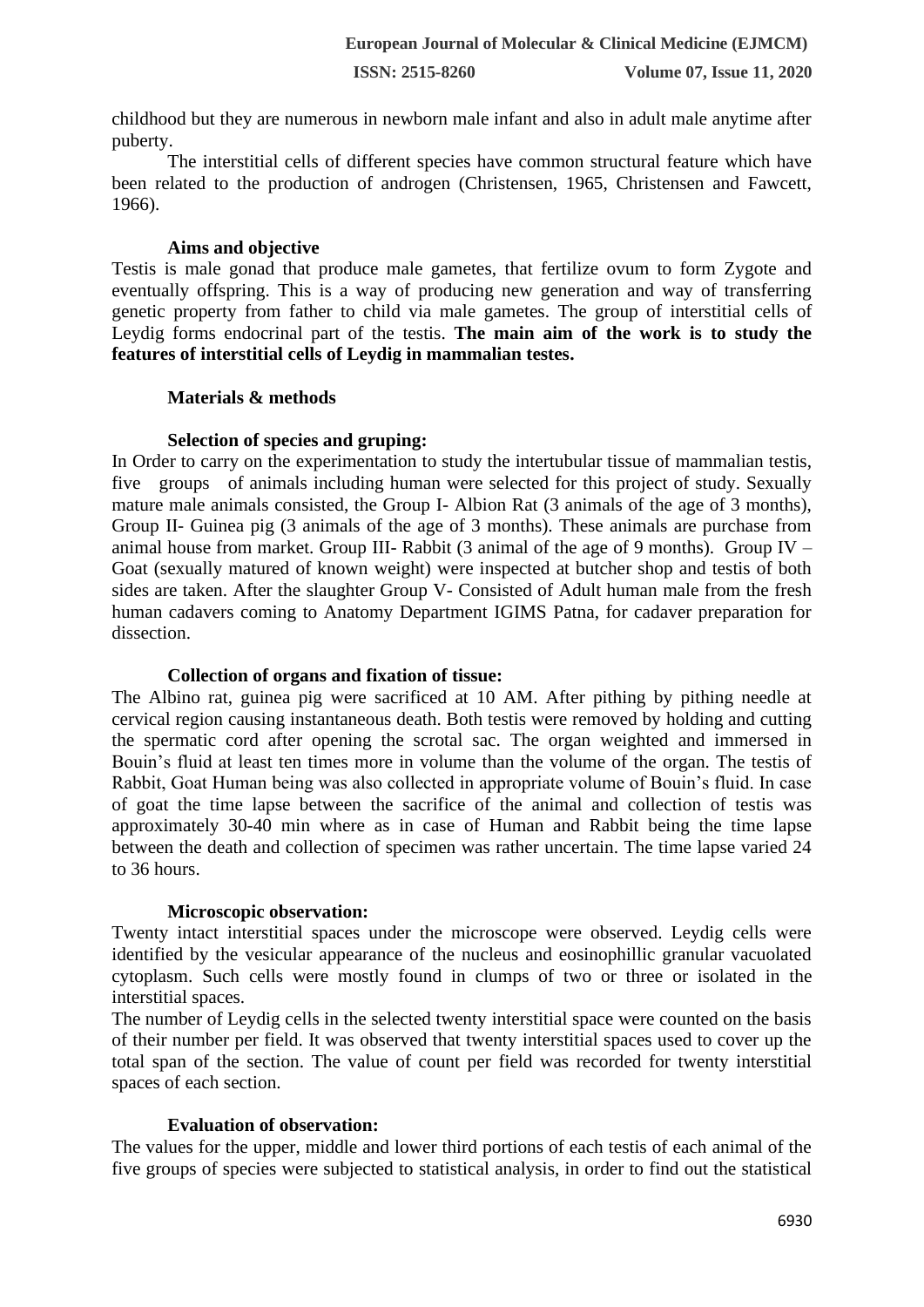childhood but they are numerous in newborn male infant and also in adult male anytime after puberty.

The interstitial cells of different species have common structural feature which have been related to the production of androgen (Christensen, 1965, Christensen and Fawcett, 1966).

### Aims and objective

Testis is male gonad that produce male gametes, that fertilize ovum to form Zygote and eventually offspring. This is a way of producing new generation and way of transferring genetic property from father to child via male gametes. The group of interstitial cells of Leydig forms endocrinal part of the testis. **The main aim of the work is to study the features of interstitial cells of Leydig in mammalian testes.**

### Materials & methods

#### Selection of species and gruping:

In Order to carry on the experimentation to study the intertubular tissue of mammalian testis, five groups of animals including human were selected for this project of study. Sexually mature male animals consisted, the Group I- Albion Rat (3 animals of the age of 3 months), Group II- Guinea pig (3 animals of the age of 3 months). These animals are purchase from animal house from market. Group III- Rabbit (3 animal of the age of 9 months). Group IV – Goat (sexually matured of known weight) were inspected at butcher shop and testis of both sides are taken. After the slaughter Group V- Consisted of Adult human male from the fresh human cadavers coming to Anatomy Department IGIMS Patna, for cadaver preparation for dissection.

#### Collection of organs and fixation of tissue:

The Albino rat, guinea pig were sacrificed at 10 AM. After pithing by pithing needle at cervical region causing instantaneous death. Both testis were removed by holding and cutting the spermatic cord after opening the scrotal sac. The organ weighted and immersed in Bouin's fluid at least ten times more in volume than the volume of the organ. The testis of Rabbit, Goat Human being was also collected in appropriate volume of Bouin's fluid. In case of goat the time lapse between the sacrifice of the animal and collection of testis was approximately 30-40 min where as in case of Human and Rabbit being the time lapse between the death and collection of specimen was rather uncertain. The time lapse varied 24 to 36 hours.

#### Microscopic observation:

Twenty intact interstitial spaces under the microscope were observed. Leydig cells were identified by the vesicular appearance of the nucleus and eosinophillic granular vacuolated cytoplasm. Such cells were mostly found in clumps of two or three or isolated in the interstitial spaces.

The number of Leydig cells in the selected twenty interstitial space were counted on the basis of their number per field. It was observed that twenty interstitial spaces used to cover up the total span of the section. The value of count per field was recorded for twenty interstitial spaces of each section.

#### Evaluation of observation:

The values for the upper, middle and lower third portions of each testis of each animal of the five groups of species were subjected to statistical analysis, in order to find out the statistical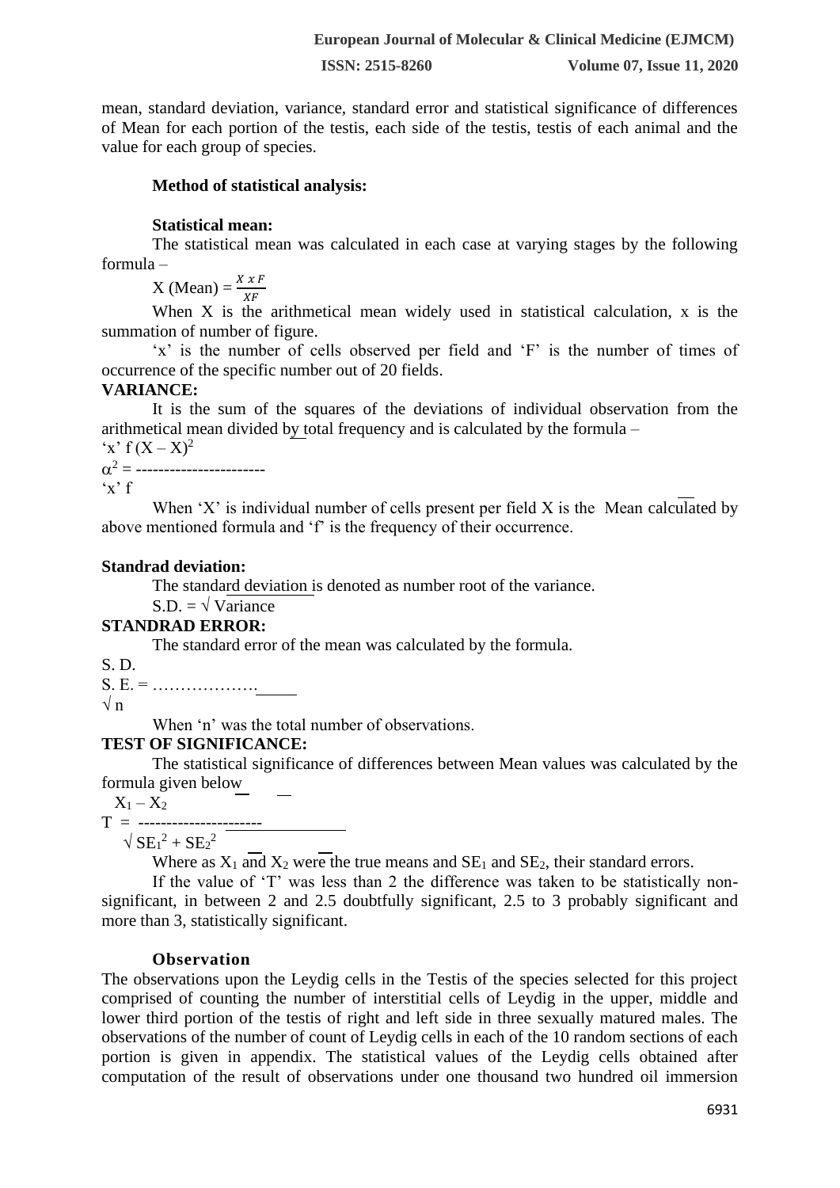mean, standard deviation, variance, standard error and statistical significance of differences of Mean for each portion of the testis, each side of the testis, testis of each animal and the value for each group of species.

**Method of statistical analysis:**

**Statistical mean:**

The statistical mean was calculated in each case at varying stages by the following formula –

$$X \text{ (Mean)} = \frac{X\ x\ F}{XF}$$

When X is the arithmetical mean widely used in statistical calculation, x is the summation of number of figure.

'x' is the number of cells observed per field and 'F' is the number of times of occurrence of the specific number out of 20 fields.

**VARIANCE:**

It is the sum of the squares of the deviations of individual observation from the arithmetical mean divided by total frequency and is calculated by the formula –

$$\alpha^2 = \frac{\text{'x' } f(X - \bar{X})^2}{\text{'x' } f}$$

When 'X' is individual number of cells present per field $\bar{X}$ is the Mean calculated by above mentioned formula and 'f' is the frequency of their occurrence.

**Standrad deviation:**

The standard deviation is denoted as number root of the variance.

$$S.D. = \sqrt{\text{Variance}}$$

**STANDRAD ERROR:**

The standard error of the mean was calculated by the formula.

$$S.E. = \frac{S.D.}{\sqrt{n}}$$

When 'n' was the total number of observations.

**TEST OF SIGNIFICANCE:**

The statistical significance of differences between Mean values was calculated by the formula given below

$$T = \frac{\bar{X}_1 - \bar{X}_2}{\sqrt{SE_1^2 + SE_2^2}}$$

Where as $\bar{X}_1$ and $\bar{X}_2$ were the true means and $SE_1$ and $SE_2$, their standard errors.

If the value of 'T' was less than 2 the difference was taken to be statistically non-significant, in between 2 and 2.5 doubtfully significant, 2.5 to 3 probably significant and more than 3, statistically significant.

**Observation**

The observations upon the Leydig cells in the Testis of the species selected for this project comprised of counting the number of interstitial cells of Leydig in the upper, middle and lower third portion of the testis of right and left side in three sexually matured males. The observations of the number of count of Leydig cells in each of the 10 random sections of each portion is given in appendix. The statistical values of the Leydig cells obtained after computation of the result of observations under one thousand two hundred oil immersion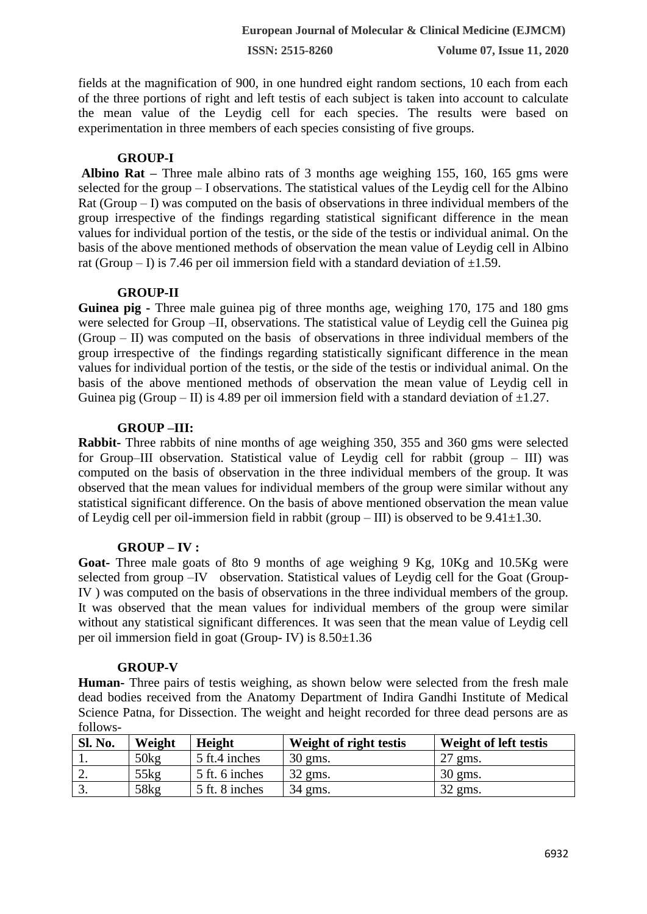fields at the magnification of 900, in one hundred eight random sections, 10 each from each of the three portions of right and left testis of each subject is taken into account to calculate the mean value of the Leydig cell for each species. The results were based on experimentation in three members of each species consisting of five groups.

### GROUP-I

**Albino Rat –** Three male albino rats of 3 months age weighing 155, 160, 165 gms were selected for the group – I observations. The statistical values of the Leydig cell for the Albino Rat (Group – I) was computed on the basis of observations in three individual members of the group irrespective of the findings regarding statistical significant difference in the mean values for individual portion of the testis, or the side of the testis or individual animal. On the basis of the above mentioned methods of observation the mean value of Leydig cell in Albino rat (Group – I) is 7.46 per oil immersion field with a standard deviation of ±1.59.

### GROUP-II

**Guinea pig -** Three male guinea pig of three months age, weighing 170, 175 and 180 gms were selected for Group –II, observations. The statistical value of Leydig cell the Guinea pig (Group – II) was computed on the basis of observations in three individual members of the group irrespective of the findings regarding statistically significant difference in the mean values for individual portion of the testis, or the side of the testis or individual animal. On the basis of the above mentioned methods of observation the mean value of Leydig cell in Guinea pig (Group – II) is 4.89 per oil immersion field with a standard deviation of ±1.27.

### GROUP –III:

**Rabbit-** Three rabbits of nine months of age weighing 350, 355 and 360 gms were selected for Group–III observation. Statistical value of Leydig cell for rabbit (group – III) was computed on the basis of observation in the three individual members of the group. It was observed that the mean values for individual members of the group were similar without any statistical significant difference. On the basis of above mentioned observation the mean value of Leydig cell per oil-immersion field in rabbit (group – III) is observed to be 9.41±1.30.

### GROUP – IV :

**Goat-** Three male goats of 8to 9 months of age weighing 9 Kg, 10Kg and 10.5Kg were selected from group –IV observation. Statistical values of Leydig cell for the Goat (Group- IV ) was computed on the basis of observations in the three individual members of the group. It was observed that the mean values for individual members of the group were similar without any statistical significant differences. It was seen that the mean value of Leydig cell per oil immersion field in goat (Group- IV) is 8.50±1.36

### GROUP-V

**Human-** Three pairs of testis weighing, as shown below were selected from the fresh male dead bodies received from the Anatomy Department of Indira Gandhi Institute of Medical Science Patna, for Dissection. The weight and height recorded for three dead persons are as follows-

| Sl. No. | Weight | Height | Weight of right testis | Weight of left testis |
|---|---|---|---|---|
| 1. | 50kg | 5 ft.4 inches | 30 gms. | 27 gms. |
| 2. | 55kg | 5 ft. 6 inches | 32 gms. | 30 gms. |
| 3. | 58kg | 5 ft. 8 inches | 34 gms. | 32 gms. |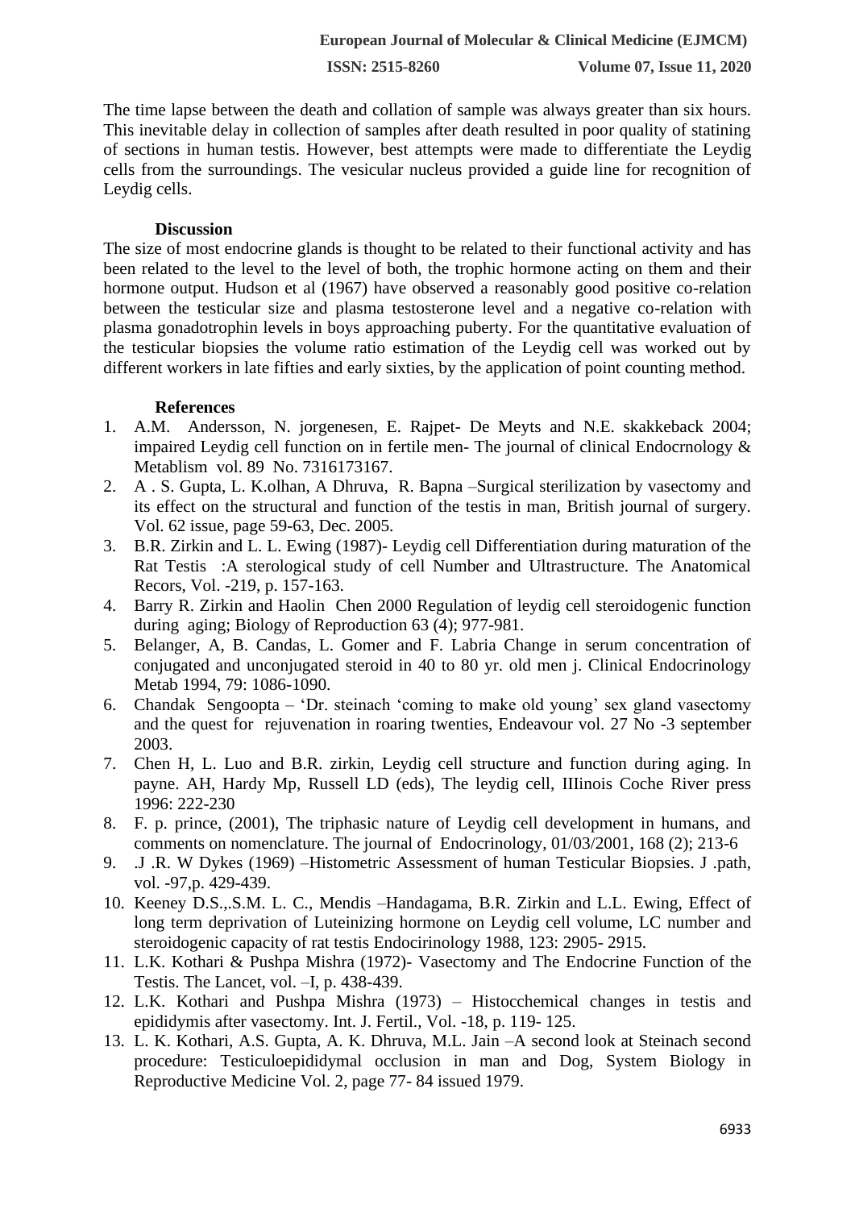The time lapse between the death and collation of sample was always greater than six hours. This inevitable delay in collection of samples after death resulted in poor quality of statining of sections in human testis. However, best attempts were made to differentiate the Leydig cells from the surroundings. The vesicular nucleus provided a guide line for recognition of Leydig cells.

## Discussion

The size of most endocrine glands is thought to be related to their functional activity and has been related to the level to the level of both, the trophic hormone acting on them and their hormone output. Hudson et al (1967) have observed a reasonably good positive co-relation between the testicular size and plasma testosterone level and a negative co-relation with plasma gonadotrophin levels in boys approaching puberty. For the quantitative evaluation of the testicular biopsies the volume ratio estimation of the Leydig cell was worked out by different workers in late fifties and early sixties, by the application of point counting method.

## References

1. A.M. Andersson, N. jorgenesen, E. Rajpet- De Meyts and N.E. skakkeback 2004; impaired Leydig cell function on in fertile men- The journal of clinical Endocrnology & Metablism vol. 89 No. 7316173167.
2. A . S. Gupta, L. K.olhan, A Dhruva, R. Bapna –Surgical sterilization by vasectomy and its effect on the structural and function of the testis in man, British journal of surgery. Vol. 62 issue, page 59-63, Dec. 2005.
3. B.R. Zirkin and L. L. Ewing (1987)- Leydig cell Differentiation during maturation of the Rat Testis :A sterological study of cell Number and Ultrastructure. The Anatomical Recors, Vol. -219, p. 157-163.
4. Barry R. Zirkin and Haolin Chen 2000 Regulation of leydig cell steroidogenic function during aging; Biology of Reproduction 63 (4); 977-981.
5. Belanger, A, B. Candas, L. Gomer and F. Labria Change in serum concentration of conjugated and unconjugated steroid in 40 to 80 yr. old men j. Clinical Endocrinology Metab 1994, 79: 1086-1090.
6. Chandak Sengoopta – 'Dr. steinach 'coming to make old young' sex gland vasectomy and the quest for rejuvenation in roaring twenties, Endeavour vol. 27 No -3 september 2003.
7. Chen H, L. Luo and B.R. zirkin, Leydig cell structure and function during aging. In payne. AH, Hardy Mp, Russell LD (eds), The leydig cell, IIIinois Coche River press 1996: 222-230
8. F. p. prince, (2001), The triphasic nature of Leydig cell development in humans, and comments on nomenclature. The journal of Endocrinology, 01/03/2001, 168 (2); 213-6
9. .J .R. W Dykes (1969) –Histometric Assessment of human Testicular Biopsies. J .path, vol. -97,p. 429-439.
10. Keeney D.S.,.S.M. L. C., Mendis –Handagama, B.R. Zirkin and L.L. Ewing, Effect of long term deprivation of Luteinizing hormone on Leydig cell volume, LC number and steroidogenic capacity of rat testis Endocirinology 1988, 123: 2905- 2915.
11. L.K. Kothari & Pushpa Mishra (1972)- Vasectomy and The Endocrine Function of the Testis. The Lancet, vol. –I, p. 438-439.
12. L.K. Kothari and Pushpa Mishra (1973) – Histocchemical changes in testis and epididymis after vasectomy. Int. J. Fertil., Vol. -18, p. 119- 125.
13. L. K. Kothari, A.S. Gupta, A. K. Dhruva, M.L. Jain –A second look at Steinach second procedure: Testiculoepididymal occlusion in man and Dog, System Biology in Reproductive Medicine Vol. 2, page 77- 84 issued 1979.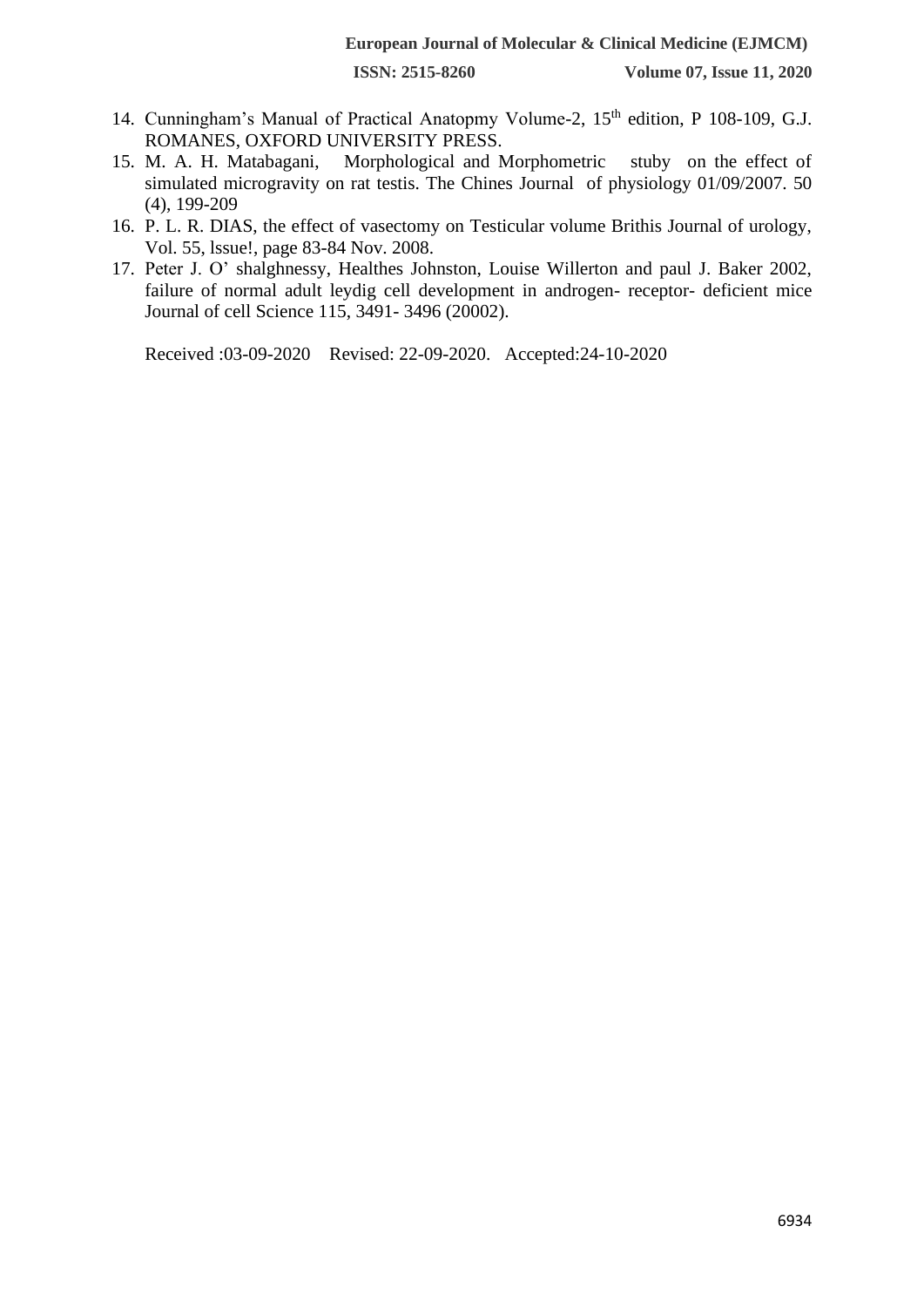14. Cunningham's Manual of Practical Anatopmy Volume-2, 15th edition, P 108-109, G.J. ROMANES, OXFORD UNIVERSITY PRESS.
15. M. A. H. Matabagani, Morphological and Morphometric stuby on the effect of simulated microgravity on rat testis. The Chines Journal of physiology 01/09/2007. 50 (4), 199-209
16. P. L. R. DIAS, the effect of vasectomy on Testicular volume Brithis Journal of urology, Vol. 55, lssue!, page 83-84 Nov. 2008.
17. Peter J. O' shalghnessy, Healthes Johnston, Louise Willerton and paul J. Baker 2002, failure of normal adult leydig cell development in androgen- receptor- deficient mice Journal of cell Science 115, 3491- 3496 (20002).

Received :03-09-2020 Revised: 22-09-2020. Accepted:24-10-2020